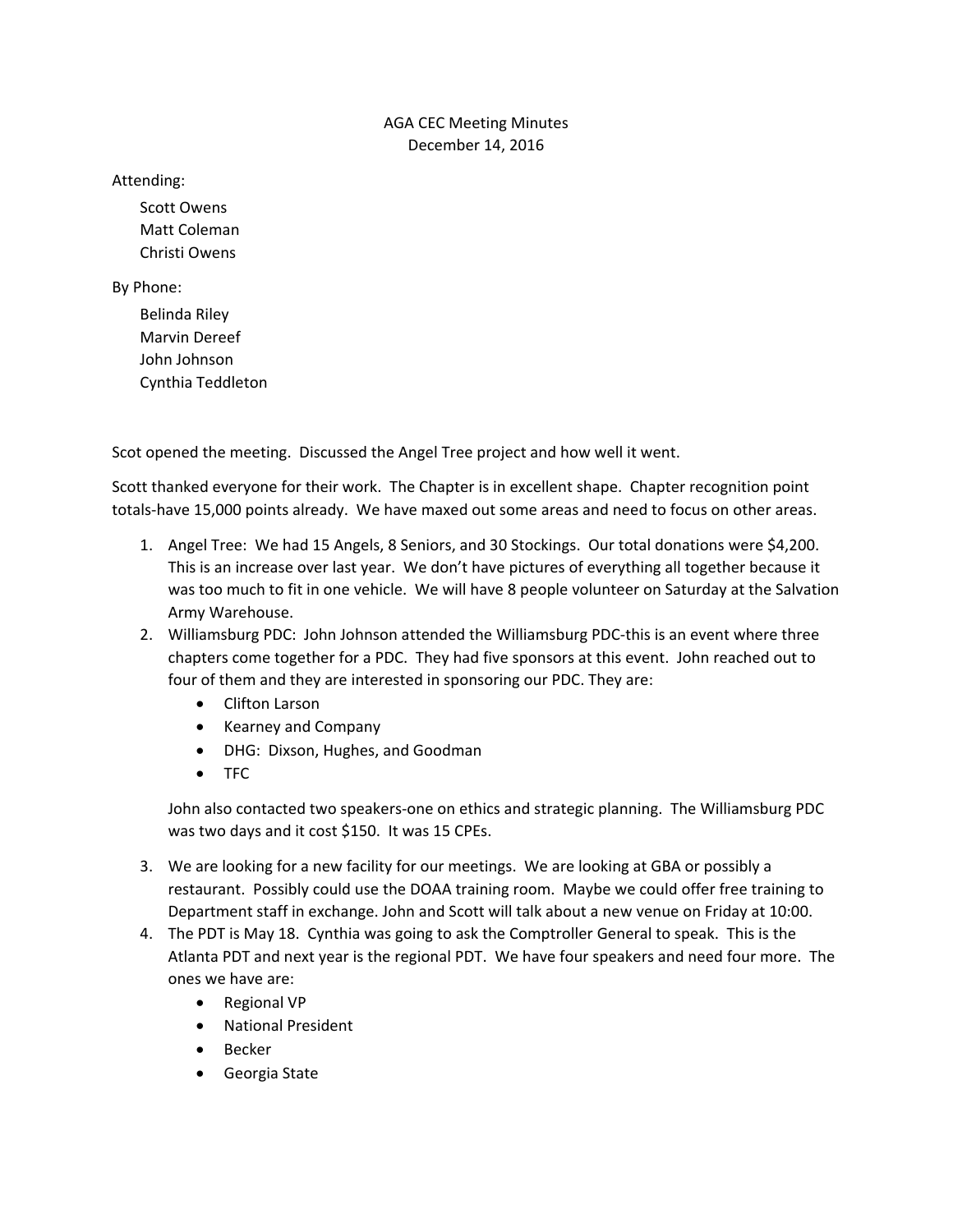AGA CEC Meeting Minutes
December 14, 2016

Attending:

Scott Owens
Matt Coleman
Christi Owens

By Phone:

Belinda Riley
Marvin Dereef
John Johnson
Cynthia Teddleton

Scot opened the meeting. Discussed the Angel Tree project and how well it went.

Scott thanked everyone for their work. The Chapter is in excellent shape. Chapter recognition point totals-have 15,000 points already. We have maxed out some areas and need to focus on other areas.

1. Angel Tree: We had 15 Angels, 8 Seniors, and 30 Stockings. Our total donations were $4,200. This is an increase over last year. We don't have pictures of everything all together because it was too much to fit in one vehicle. We will have 8 people volunteer on Saturday at the Salvation Army Warehouse.
2. Williamsburg PDC: John Johnson attended the Williamsburg PDC-this is an event where three chapters come together for a PDC. They had five sponsors at this event. John reached out to four of them and they are interested in sponsoring our PDC. They are:
   - Clifton Larson
   - Kearney and Company
   - DHG: Dixson, Hughes, and Goodman
   - TFC

   John also contacted two speakers-one on ethics and strategic planning. The Williamsburg PDC was two days and it cost $150. It was 15 CPEs.
3. We are looking for a new facility for our meetings. We are looking at GBA or possibly a restaurant. Possibly could use the DOAA training room. Maybe we could offer free training to Department staff in exchange. John and Scott will talk about a new venue on Friday at 10:00.
4. The PDT is May 18. Cynthia was going to ask the Comptroller General to speak. This is the Atlanta PDT and next year is the regional PDT. We have four speakers and need four more. The ones we have are:
   - Regional VP
   - National President
   - Becker
   - Georgia State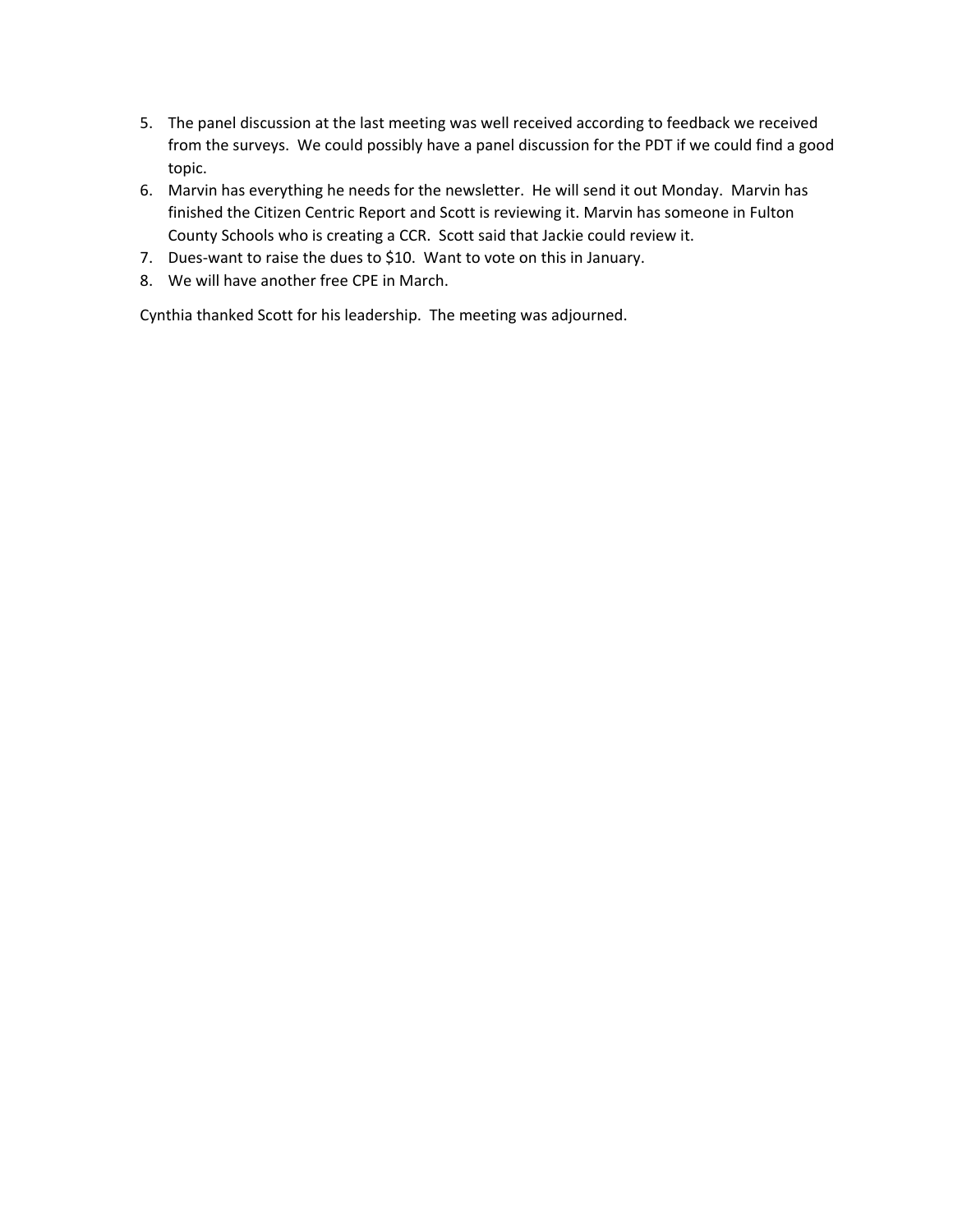5. The panel discussion at the last meeting was well received according to feedback we received from the surveys. We could possibly have a panel discussion for the PDT if we could find a good topic.
6. Marvin has everything he needs for the newsletter. He will send it out Monday. Marvin has finished the Citizen Centric Report and Scott is reviewing it. Marvin has someone in Fulton County Schools who is creating a CCR. Scott said that Jackie could review it.
7. Dues-want to raise the dues to $10. Want to vote on this in January.
8. We will have another free CPE in March.

Cynthia thanked Scott for his leadership. The meeting was adjourned.